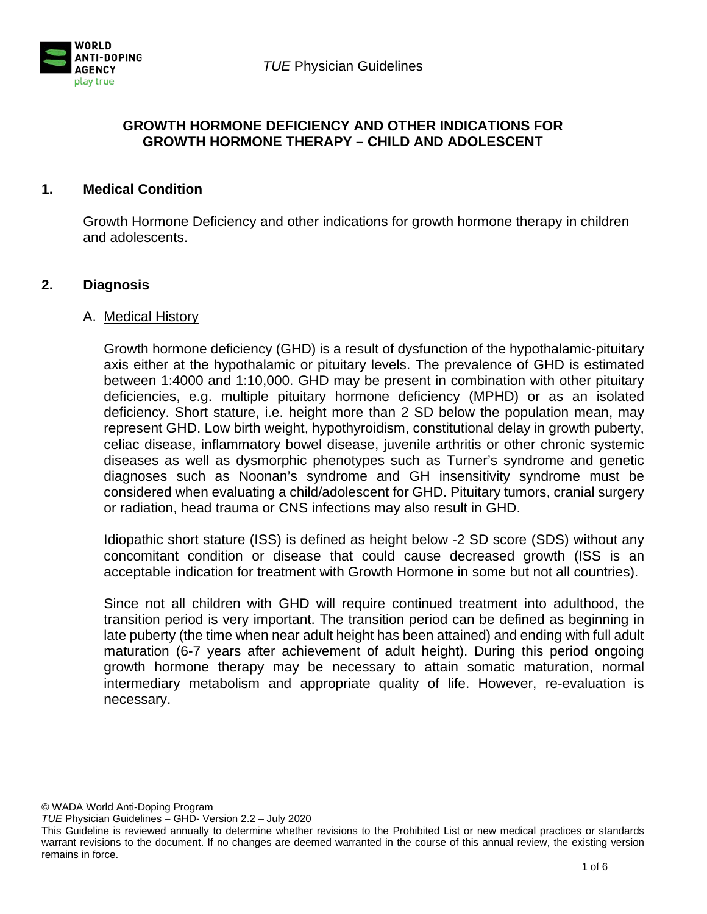# GROWTH HORMONE DEFICIENCY AND OTHER INDICATIONS FOR GROWTH HORMONE THERAPY – CHILD AND ADOLESCENT

## 1. Medical Condition

Growth Hormone Deficiency and other indications for growth hormone therapy in children and adolescents.

## 2. Diagnosis

### A. Medical History

Growth hormone deficiency (GHD) is a result of dysfunction of the hypothalamic-pituitary axis either at the hypothalamic or pituitary levels. The prevalence of GHD is estimated between 1:4000 and 1:10,000. GHD may be present in combination with other pituitary deficiencies, e.g. multiple pituitary hormone deficiency (MPHD) or as an isolated deficiency. Short stature, i.e. height more than 2 SD below the population mean, may represent GHD. Low birth weight, hypothyroidism, constitutional delay in growth puberty, celiac disease, inflammatory bowel disease, juvenile arthritis or other chronic systemic diseases as well as dysmorphic phenotypes such as Turner's syndrome and genetic diagnoses such as Noonan's syndrome and GH insensitivity syndrome must be considered when evaluating a child/adolescent for GHD. Pituitary tumors, cranial surgery or radiation, head trauma or CNS infections may also result in GHD.

Idiopathic short stature (ISS) is defined as height below -2 SD score (SDS) without any concomitant condition or disease that could cause decreased growth (ISS is an acceptable indication for treatment with Growth Hormone in some but not all countries).

Since not all children with GHD will require continued treatment into adulthood, the transition period is very important. The transition period can be defined as beginning in late puberty (the time when near adult height has been attained) and ending with full adult maturation (6-7 years after achievement of adult height). During this period ongoing growth hormone therapy may be necessary to attain somatic maturation, normal intermediary metabolism and appropriate quality of life. However, re-evaluation is necessary.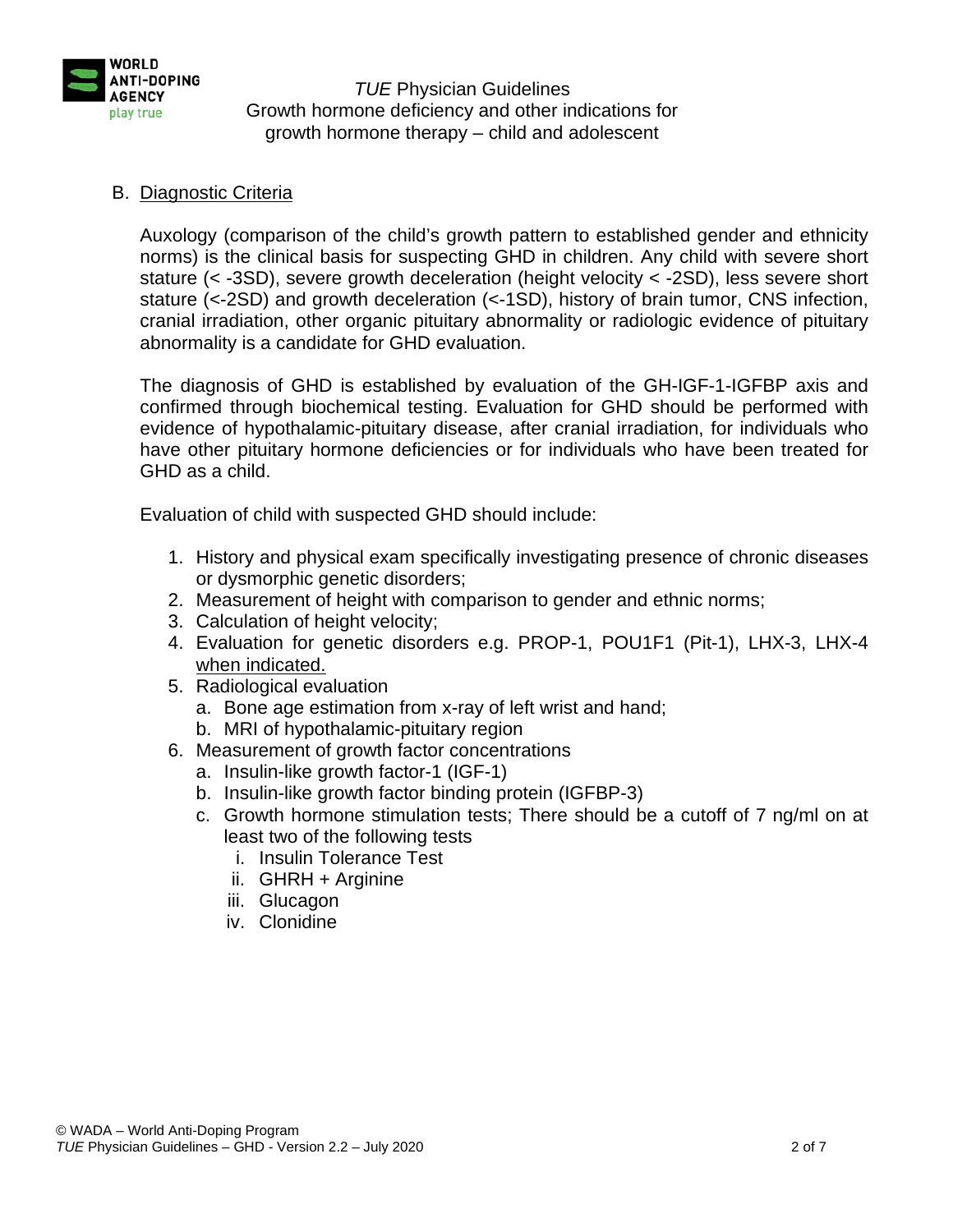B. <u>Diagnostic Criteria</u>

Auxology (comparison of the child's growth pattern to established gender and ethnicity norms) is the clinical basis for suspecting GHD in children. Any child with severe short stature (< -3SD), severe growth deceleration (height velocity < -2SD), less severe short stature (<-2SD) and growth deceleration (<-1SD), history of brain tumor, CNS infection, cranial irradiation, other organic pituitary abnormality or radiologic evidence of pituitary abnormality is a candidate for GHD evaluation.

The diagnosis of GHD is established by evaluation of the GH-IGF-1-IGFBP axis and confirmed through biochemical testing. Evaluation for GHD should be performed with evidence of hypothalamic-pituitary disease, after cranial irradiation, for individuals who have other pituitary hormone deficiencies or for individuals who have been treated for GHD as a child.

Evaluation of child with suspected GHD should include:

1. History and physical exam specifically investigating presence of chronic diseases or dysmorphic genetic disorders;
2. Measurement of height with comparison to gender and ethnic norms;
3. Calculation of height velocity;
4. Evaluation for genetic disorders e.g. PROP-1, POU1F1 (Pit-1), LHX-3, LHX-4 <u>when indicated.</u>
5. Radiological evaluation
   a. Bone age estimation from x-ray of left wrist and hand;
   b. MRI of hypothalamic-pituitary region
6. Measurement of growth factor concentrations
   a. Insulin-like growth factor-1 (IGF-1)
   b. Insulin-like growth factor binding protein (IGFBP-3)
   c. Growth hormone stimulation tests; There should be a cutoff of 7 ng/ml on at least two of the following tests
      i. Insulin Tolerance Test
      ii. GHRH + Arginine
      iii. Glucagon
      iv. Clonidine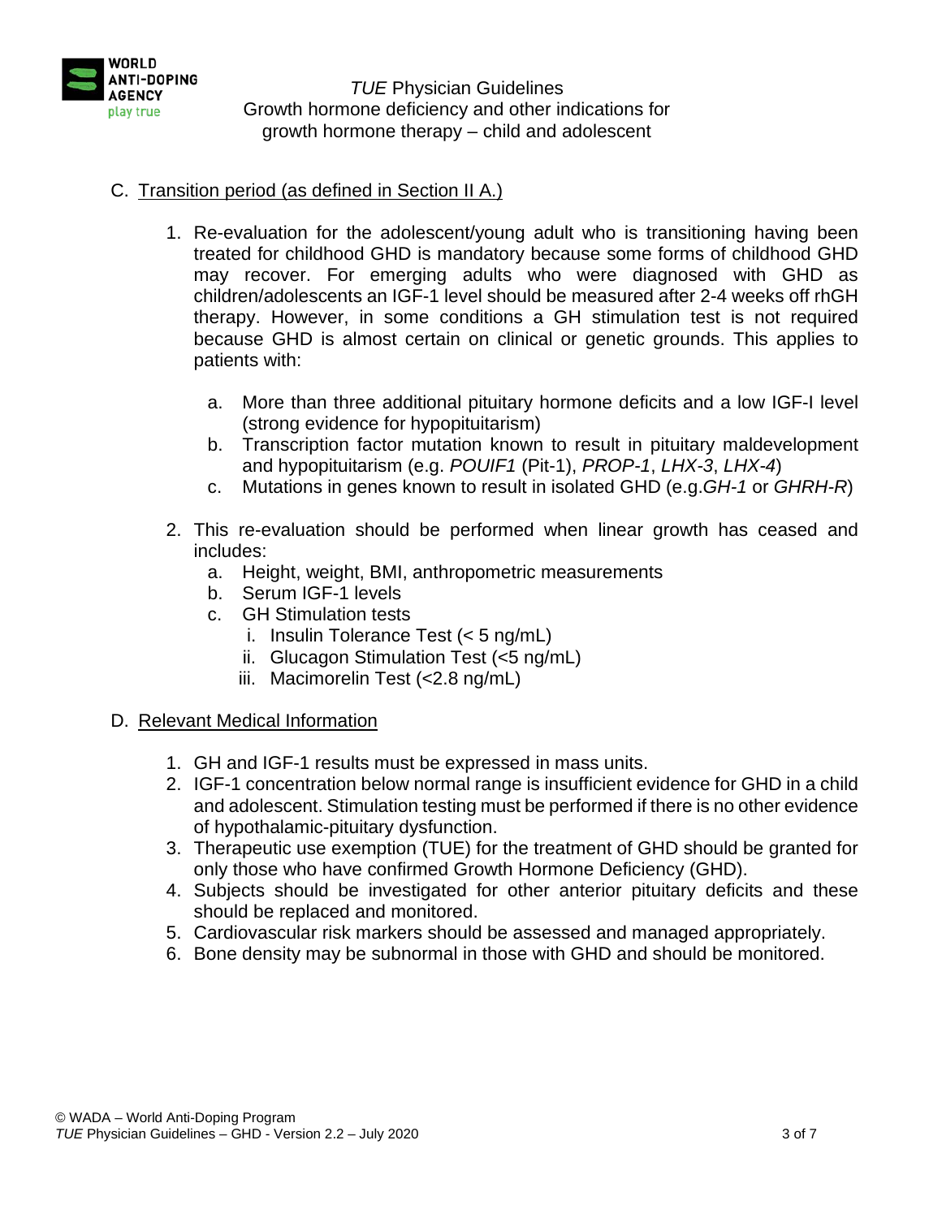C. Transition period (as defined in Section II A.)

1. Re-evaluation for the adolescent/young adult who is transitioning having been treated for childhood GHD is mandatory because some forms of childhood GHD may recover. For emerging adults who were diagnosed with GHD as children/adolescents an IGF-1 level should be measured after 2-4 weeks off rhGH therapy. However, in some conditions a GH stimulation test is not required because GHD is almost certain on clinical or genetic grounds. This applies to patients with:

   a. More than three additional pituitary hormone deficits and a low IGF-I level (strong evidence for hypopituitarism)
   b. Transcription factor mutation known to result in pituitary maldevelopment and hypopituitarism (e.g. *POUIF1* (Pit-1), *PROP-1*, *LHX-3*, *LHX-4*)
   c. Mutations in genes known to result in isolated GHD (e.g.*GH-1* or *GHRH-R*)

2. This re-evaluation should be performed when linear growth has ceased and includes:
   a. Height, weight, BMI, anthropometric measurements
   b. Serum IGF-1 levels
   c. GH Stimulation tests
      i. Insulin Tolerance Test (< 5 ng/mL)
      ii. Glucagon Stimulation Test (<5 ng/mL)
      iii. Macimorelin Test (<2.8 ng/mL)

D. Relevant Medical Information

1. GH and IGF-1 results must be expressed in mass units.
2. IGF-1 concentration below normal range is insufficient evidence for GHD in a child and adolescent. Stimulation testing must be performed if there is no other evidence of hypothalamic-pituitary dysfunction.
3. Therapeutic use exemption (TUE) for the treatment of GHD should be granted for only those who have confirmed Growth Hormone Deficiency (GHD).
4. Subjects should be investigated for other anterior pituitary deficits and these should be replaced and monitored.
5. Cardiovascular risk markers should be assessed and managed appropriately.
6. Bone density may be subnormal in those with GHD and should be monitored.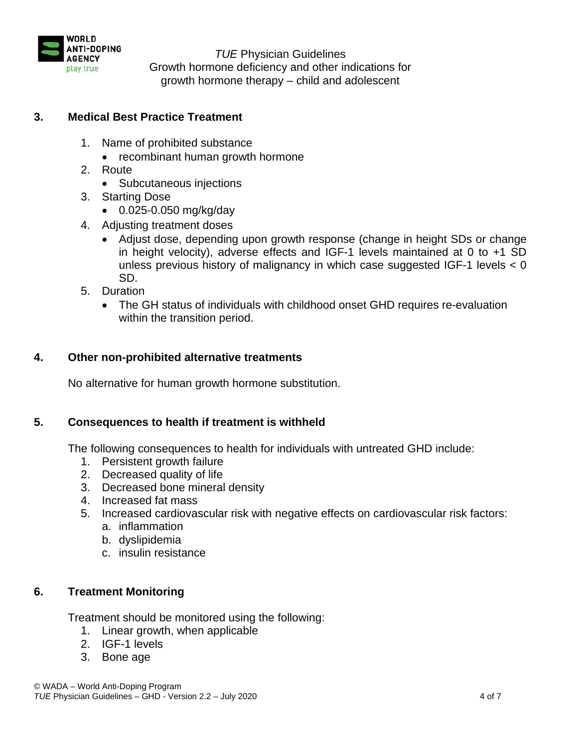## 3. Medical Best Practice Treatment

1. Name of prohibited substance
   - recombinant human growth hormone
2. Route
   - Subcutaneous injections
3. Starting Dose
   - 0.025-0.050 mg/kg/day
4. Adjusting treatment doses
   - Adjust dose, depending upon growth response (change in height SDs or change in height velocity), adverse effects and IGF-1 levels maintained at 0 to +1 SD unless previous history of malignancy in which case suggested IGF-1 levels < 0 SD.
5. Duration
   - The GH status of individuals with childhood onset GHD requires re-evaluation within the transition period.

## 4. Other non-prohibited alternative treatments

No alternative for human growth hormone substitution.

## 5. Consequences to health if treatment is withheld

The following consequences to health for individuals with untreated GHD include:

1. Persistent growth failure
2. Decreased quality of life
3. Decreased bone mineral density
4. Increased fat mass
5. Increased cardiovascular risk with negative effects on cardiovascular risk factors:
   a. inflammation
   b. dyslipidemia
   c. insulin resistance

## 6. Treatment Monitoring

Treatment should be monitored using the following:

1. Linear growth, when applicable
2. IGF-1 levels
3. Bone age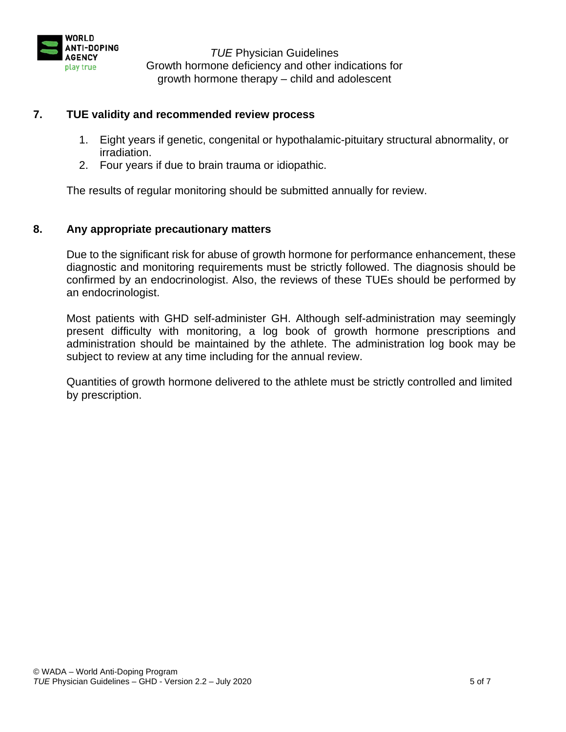## 7. TUE validity and recommended review process

1. Eight years if genetic, congenital or hypothalamic-pituitary structural abnormality, or irradiation.
2. Four years if due to brain trauma or idiopathic.

The results of regular monitoring should be submitted annually for review.

## 8. Any appropriate precautionary matters

Due to the significant risk for abuse of growth hormone for performance enhancement, these diagnostic and monitoring requirements must be strictly followed. The diagnosis should be confirmed by an endocrinologist. Also, the reviews of these TUEs should be performed by an endocrinologist.

Most patients with GHD self-administer GH. Although self-administration may seemingly present difficulty with monitoring, a log book of growth hormone prescriptions and administration should be maintained by the athlete. The administration log book may be subject to review at any time including for the annual review.

Quantities of growth hormone delivered to the athlete must be strictly controlled and limited by prescription.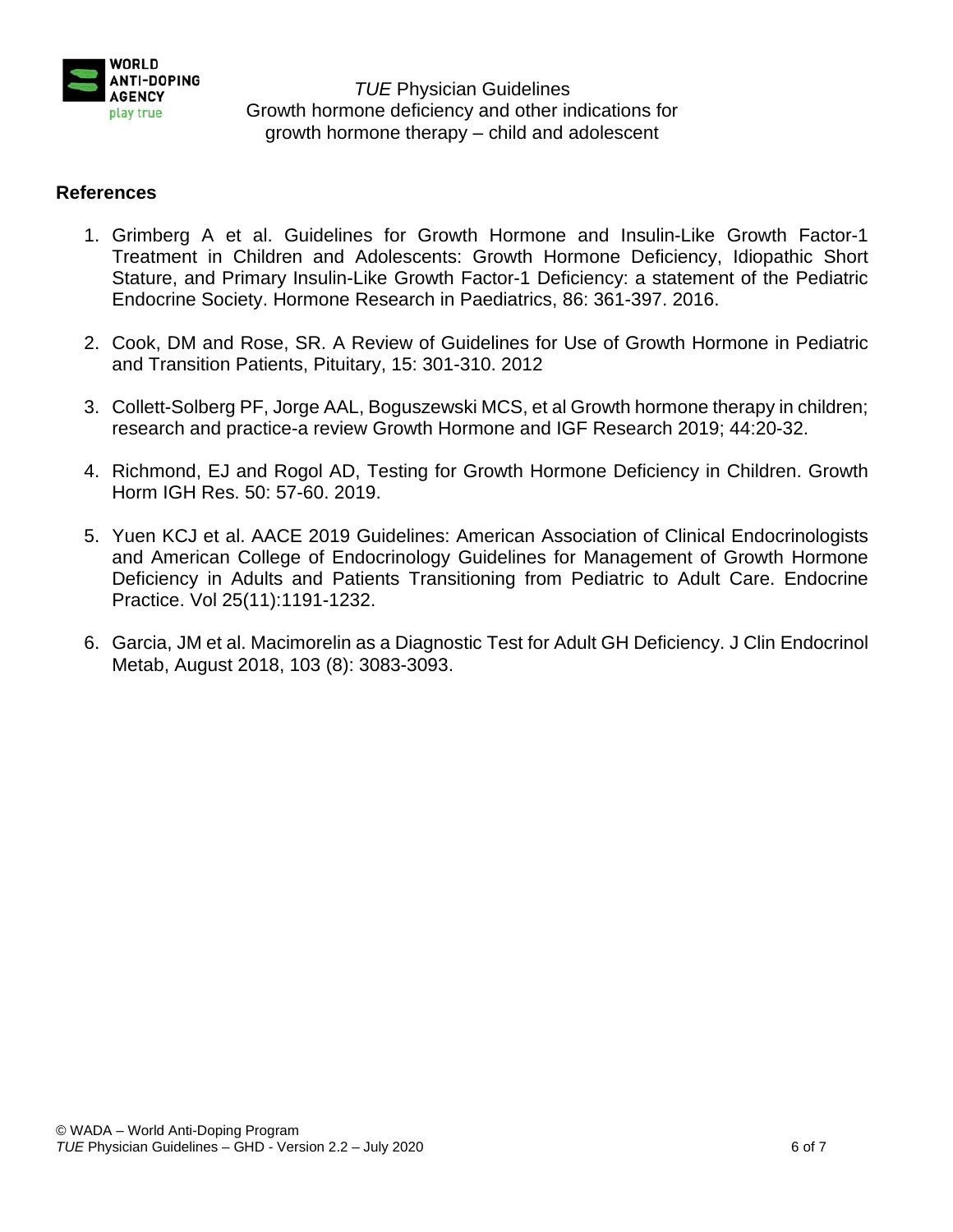## References

1. Grimberg A et al. Guidelines for Growth Hormone and Insulin-Like Growth Factor-1 Treatment in Children and Adolescents: Growth Hormone Deficiency, Idiopathic Short Stature, and Primary Insulin-Like Growth Factor-1 Deficiency: a statement of the Pediatric Endocrine Society. Hormone Research in Paediatrics, 86: 361-397. 2016.

2. Cook, DM and Rose, SR. A Review of Guidelines for Use of Growth Hormone in Pediatric and Transition Patients, Pituitary, 15: 301-310. 2012

3. Collett-Solberg PF, Jorge AAL, Boguszewski MCS, et al Growth hormone therapy in children; research and practice-a review Growth Hormone and IGF Research 2019; 44:20-32.

4. Richmond, EJ and Rogol AD, Testing for Growth Hormone Deficiency in Children. Growth Horm IGH Res. 50: 57-60. 2019.

5. Yuen KCJ et al. AACE 2019 Guidelines: American Association of Clinical Endocrinologists and American College of Endocrinology Guidelines for Management of Growth Hormone Deficiency in Adults and Patients Transitioning from Pediatric to Adult Care. Endocrine Practice. Vol 25(11):1191-1232.

6. Garcia, JM et al. Macimorelin as a Diagnostic Test for Adult GH Deficiency. J Clin Endocrinol Metab, August 2018, 103 (8): 3083-3093.